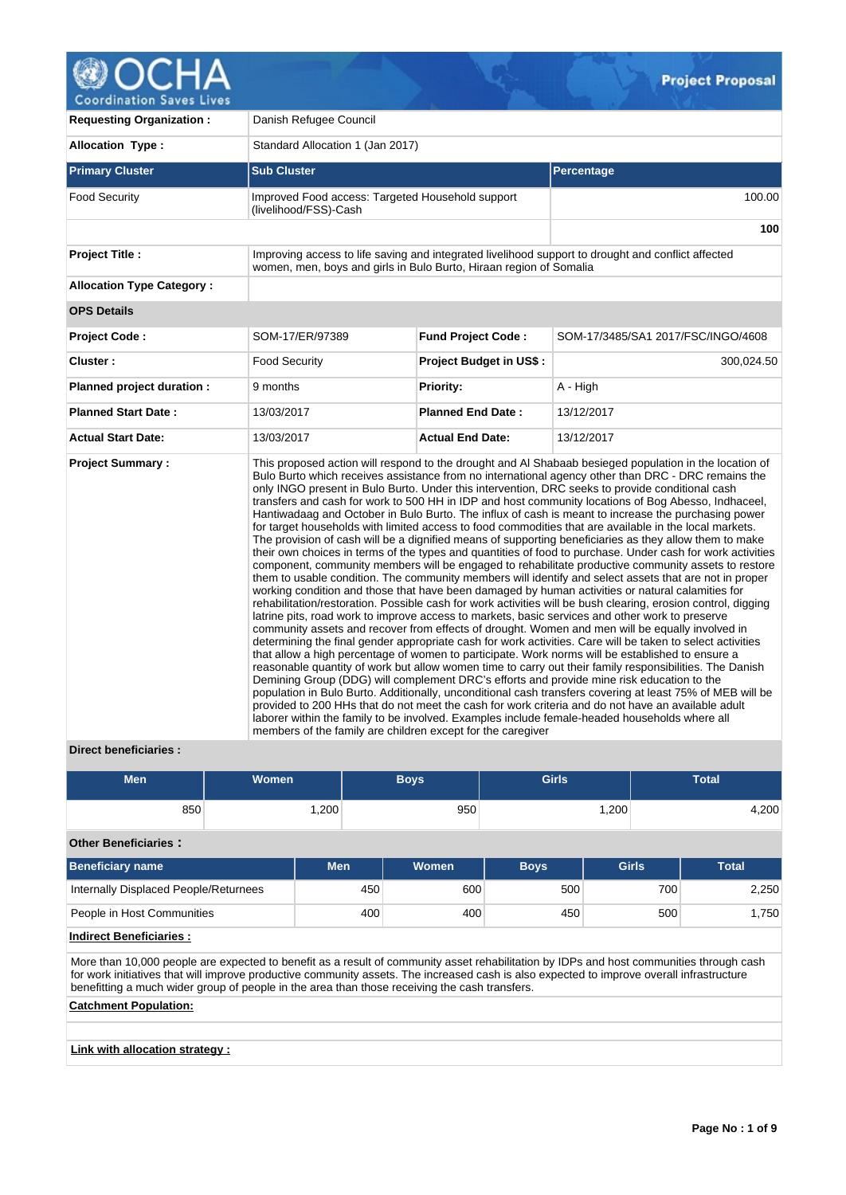# Project Proposal

| | | | |
|---|---|---|---|
| **Requesting Organization :** | Danish Refugee Council | | |
| **Allocation Type :** | Standard Allocation 1 (Jan 2017) | | |

| **Primary Cluster** | **Sub Cluster** | **Percentage** |
|---|---|---|
| Food Security | Improved Food access: Targeted Household support (livelihood/FSS)-Cash | 100.00 |
| | | **100** |

| | |
|---|---|
| **Project Title :** | Improving access to life saving and integrated livelihood support to drought and conflict affected women, men, boys and girls in Bulo Burto, Hiraan region of Somalia |
| **Allocation Type Category :** | |

**OPS Details**

| | | | |
|---|---|---|---|
| **Project Code :** | SOM-17/ER/97389 | **Fund Project Code :** | SOM-17/3485/SA1 2017/FSC/INGO/4608 |
| **Cluster :** | Food Security | **Project Budget in US$ :** | 300,024.50 |
| **Planned project duration :** | 9 months | **Priority:** | A - High |
| **Planned Start Date :** | 13/03/2017 | **Planned End Date :** | 13/12/2017 |
| **Actual Start Date:** | 13/03/2017 | **Actual End Date:** | 13/12/2017 |

**Project Summary :**

This proposed action will respond to the drought and Al Shabaab besieged population in the location of Bulo Burto which receives assistance from no international agency other than DRC - DRC remains the only INGO present in Bulo Burto. Under this intervention, DRC seeks to provide conditional cash transfers and cash for work to 500 HH in IDP and host community locations of Bog Abesso, Indhaceel, Hantiwadaag and October in Bulo Burto. The influx of cash is meant to increase the purchasing power for target households with limited access to food commodities that are available in the local markets. The provision of cash will be a dignified means of supporting beneficiaries as they allow them to make their own choices in terms of the types and quantities of food to purchase. Under cash for work activities component, community members will be engaged to rehabilitate productive community assets to restore them to usable condition. The community members will identify and select assets that are not in proper working condition and those that have been damaged by human activities or natural calamities for rehabilitation/restoration. Possible cash for work activities will be bush clearing, erosion control, digging latrine pits, road work to improve access to markets, basic services and other work to preserve community assets and recover from effects of drought. Women and men will be equally involved in determining the final gender appropriate cash for work activities. Care will be taken to select activities that allow a high percentage of women to participate. Work norms will be established to ensure a reasonable quantity of work but allow women time to carry out their family responsibilities. The Danish Demining Group (DDG) will complement DRC's efforts and provide mine risk education to the population in Bulo Burto. Additionally, unconditional cash transfers covering at least 75% of MEB will be provided to 200 HHs that do not meet the cash for work criteria and do not have an available adult laborer within the family to be involved. Examples include female-headed households where all members of the family are children except for the caregiver

**Direct beneficiaries :**

| Men | Women | Boys | Girls | Total |
|---|---|---|---|---|
| 850 | 1,200 | 950 | 1,200 | 4,200 |

**Other Beneficiaries :**

| Beneficiary name | Men | Women | Boys | Girls | Total |
|---|---|---|---|---|---|
| Internally Displaced People/Returnees | 450 | 600 | 500 | 700 | 2,250 |
| People in Host Communities | 400 | 400 | 450 | 500 | 1,750 |

**Indirect Beneficiaries :**

More than 10,000 people are expected to benefit as a result of community asset rehabilitation by IDPs and host communities through cash for work initiatives that will improve productive community assets. The increased cash is also expected to improve overall infrastructure benefitting a much wider group of people in the area than those receiving the cash transfers.

**Catchment Population:**

**Link with allocation strategy :**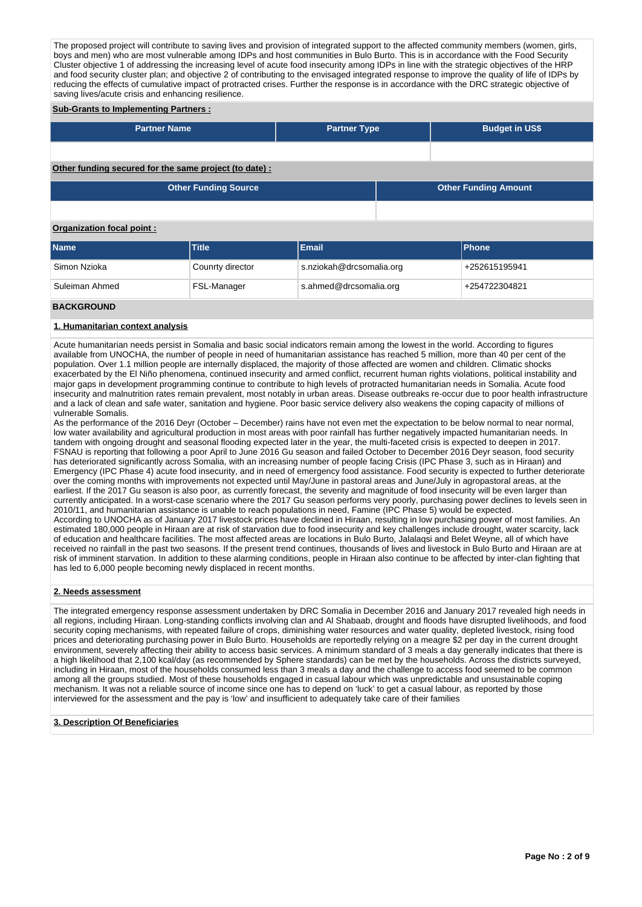The proposed project will contribute to saving lives and provision of integrated support to the affected community members (women, girls, boys and men) who are most vulnerable among IDPs and host communities in Bulo Burto. This is in accordance with the Food Security Cluster objective 1 of addressing the increasing level of acute food insecurity among IDPs in line with the strategic objectives of the HRP and food security cluster plan; and objective 2 of contributing to the envisaged integrated response to improve the quality of life of IDPs by reducing the effects of cumulative impact of protracted crises. Further the response is in accordance with the DRC strategic objective of saving lives/acute crisis and enhancing resilience.

**Sub-Grants to Implementing Partners :**

| Partner Name | Partner Type | Budget in US$ |
| --- | --- | --- |
| | | |

**Other funding secured for the same project (to date) :**

| Other Funding Source | Other Funding Amount |
| --- | --- |
| | |

**Organization focal point :**

| Name | Title | Email | Phone |
| --- | --- | --- | --- |
| Simon Nzioka | Counrty director | s.nziokah@drcsomalia.org | +252615195941 |
| Suleiman Ahmed | FSL-Manager | s.ahmed@drcsomalia.org | +254722304821 |

## BACKGROUND

### 1. Humanitarian context analysis

Acute humanitarian needs persist in Somalia and basic social indicators remain among the lowest in the world. According to figures available from UNOCHA, the number of people in need of humanitarian assistance has reached 5 million, more than 40 per cent of the population. Over 1.1 million people are internally displaced, the majority of those affected are women and children. Climatic shocks exacerbated by the El Niño phenomena, continued insecurity and armed conflict, recurrent human rights violations, political instability and major gaps in development programming continue to contribute to high levels of protracted humanitarian needs in Somalia. Acute food insecurity and malnutrition rates remain prevalent, most notably in urban areas. Disease outbreaks re-occur due to poor health infrastructure and a lack of clean and safe water, sanitation and hygiene. Poor basic service delivery also weakens the coping capacity of millions of vulnerable Somalis.
As the performance of the 2016 Deyr (October – December) rains have not even met the expectation to be below normal to near normal, low water availability and agricultural production in most areas with poor rainfall has further negatively impacted humanitarian needs. In tandem with ongoing drought and seasonal flooding expected later in the year, the multi-faceted crisis is expected to deepen in 2017. FSNAU is reporting that following a poor April to June 2016 Gu season and failed October to December 2016 Deyr season, food security has deteriorated significantly across Somalia, with an increasing number of people facing Crisis (IPC Phase 3, such as in Hiraan) and Emergency (IPC Phase 4) acute food insecurity, and in need of emergency food assistance. Food security is expected to further deteriorate over the coming months with improvements not expected until May/June in pastoral areas and June/July in agropastoral areas, at the earliest. If the 2017 Gu season is also poor, as currently forecast, the severity and magnitude of food insecurity will be even larger than currently anticipated. In a worst-case scenario where the 2017 Gu season performs very poorly, purchasing power declines to levels seen in 2010/11, and humanitarian assistance is unable to reach populations in need, Famine (IPC Phase 5) would be expected.
According to UNOCHA as of January 2017 livestock prices have declined in Hiraan, resulting in low purchasing power of most families. An estimated 180,000 people in Hiraan are at risk of starvation due to food insecurity and key challenges include drought, water scarcity, lack of education and healthcare facilities. The most affected areas are locations in Bulo Burto, Jalalaqsi and Belet Weyne, all of which have received no rainfall in the past two seasons. If the present trend continues, thousands of lives and livestock in Bulo Burto and Hiraan are at risk of imminent starvation. In addition to these alarming conditions, people in Hiraan also continue to be affected by inter-clan fighting that has led to 6,000 people becoming newly displaced in recent months.

### 2. Needs assessment

The integrated emergency response assessment undertaken by DRC Somalia in December 2016 and January 2017 revealed high needs in all regions, including Hiraan. Long-standing conflicts involving clan and Al Shabaab, drought and floods have disrupted livelihoods, and food security coping mechanisms, with repeated failure of crops, diminishing water resources and water quality, depleted livestock, rising food prices and deteriorating purchasing power in Bulo Burto. Households are reportedly relying on a meagre $2 per day in the current drought environment, severely affecting their ability to access basic services. A minimum standard of 3 meals a day generally indicates that there is a high likelihood that 2,100 kcal/day (as recommended by Sphere standards) can be met by the households. Across the districts surveyed, including in Hiraan, most of the households consumed less than 3 meals a day and the challenge to access food seemed to be common among all the groups studied. Most of these households engaged in casual labour which was unpredictable and unsustainable coping mechanism. It was not a reliable source of income since one has to depend on 'luck' to get a casual labour, as reported by those interviewed for the assessment and the pay is 'low' and insufficient to adequately take care of their families

### 3. Description Of Beneficiaries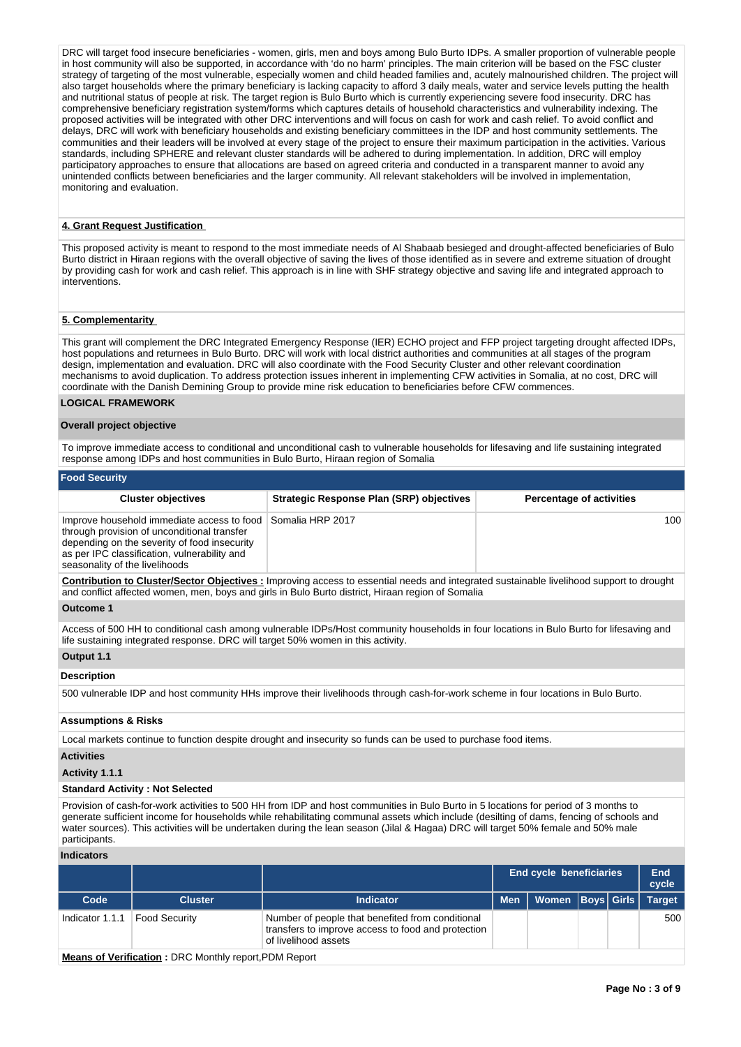DRC will target food insecure beneficiaries - women, girls, men and boys among Bulo Burto IDPs. A smaller proportion of vulnerable people in host community will also be supported, in accordance with 'do no harm' principles. The main criterion will be based on the FSC cluster strategy of targeting of the most vulnerable, especially women and child headed families and, acutely malnourished children. The project will also target households where the primary beneficiary is lacking capacity to afford 3 daily meals, water and service levels putting the health and nutritional status of people at risk. The target region is Bulo Burto which is currently experiencing severe food insecurity. DRC has comprehensive beneficiary registration system/forms which captures details of household characteristics and vulnerability indexing. The proposed activities will be integrated with other DRC interventions and will focus on cash for work and cash relief. To avoid conflict and delays, DRC will work with beneficiary households and existing beneficiary committees in the IDP and host community settlements. The communities and their leaders will be involved at every stage of the project to ensure their maximum participation in the activities. Various standards, including SPHERE and relevant cluster standards will be adhered to during implementation. In addition, DRC will employ participatory approaches to ensure that allocations are based on agreed criteria and conducted in a transparent manner to avoid any unintended conflicts between beneficiaries and the larger community. All relevant stakeholders will be involved in implementation, monitoring and evaluation.

**4. Grant Request Justification**

This proposed activity is meant to respond to the most immediate needs of Al Shabaab besieged and drought-affected beneficiaries of Bulo Burto district in Hiraan regions with the overall objective of saving the lives of those identified as in severe and extreme situation of drought by providing cash for work and cash relief. This approach is in line with SHF strategy objective and saving life and integrated approach to interventions.

**5. Complementarity**

This grant will complement the DRC Integrated Emergency Response (IER) ECHO project and FFP project targeting drought affected IDPs, host populations and returnees in Bulo Burto. DRC will work with local district authorities and communities at all stages of the program design, implementation and evaluation. DRC will also coordinate with the Food Security Cluster and other relevant coordination mechanisms to avoid duplication. To address protection issues inherent in implementing CFW activities in Somalia, at no cost, DRC will coordinate with the Danish Demining Group to provide mine risk education to beneficiaries before CFW commences.

## LOGICAL FRAMEWORK

### Overall project objective

To improve immediate access to conditional and unconditional cash to vulnerable households for lifesaving and life sustaining integrated response among IDPs and host communities in Bulo Burto, Hiraan region of Somalia

### Food Security

| Cluster objectives | Strategic Response Plan (SRP) objectives | Percentage of activities |
|---|---|---|
| Improve household immediate access to food through provision of unconditional transfer depending on the severity of food insecurity as per IPC classification, vulnerability and seasonality of the livelihoods | Somalia HRP 2017 | 100 |

**Contribution to Cluster/Sector Objectives :** Improving access to essential needs and integrated sustainable livelihood support to drought and conflict affected women, men, boys and girls in Bulo Burto district, Hiraan region of Somalia

**Outcome 1**

Access of 500 HH to conditional cash among vulnerable IDPs/Host community households in four locations in Bulo Burto for lifesaving and life sustaining integrated response. DRC will target 50% women in this activity.

**Output 1.1**

**Description**

500 vulnerable IDP and host community HHs improve their livelihoods through cash-for-work scheme in four locations in Bulo Burto.

**Assumptions & Risks**

Local markets continue to function despite drought and insecurity so funds can be used to purchase food items.

**Activities**

**Activity 1.1.1**

**Standard Activity : Not Selected**

Provision of cash-for-work activities to 500 HH from IDP and host communities in Bulo Burto in 5 locations for period of 3 months to generate sufficient income for households while rehabilitating communal assets which include (desilting of dams, fencing of schools and water sources). This activities will be undertaken during the lean season (Jilal & Hagaa) DRC will target 50% female and 50% male participants.

**Indicators**

| | | | End cycle beneficiaries | | | | End cycle |
|---|---|---|---|---|---|---|---|
| **Code** | **Cluster** | **Indicator** | **Men** | **Women** | **Boys** | **Girls** | **Target** |
| Indicator 1.1.1 | Food Security | Number of people that benefited from conditional transfers to improve access to food and protection of livelihood assets | | | | | 500 |

**Means of Verification :** DRC Monthly report,PDM Report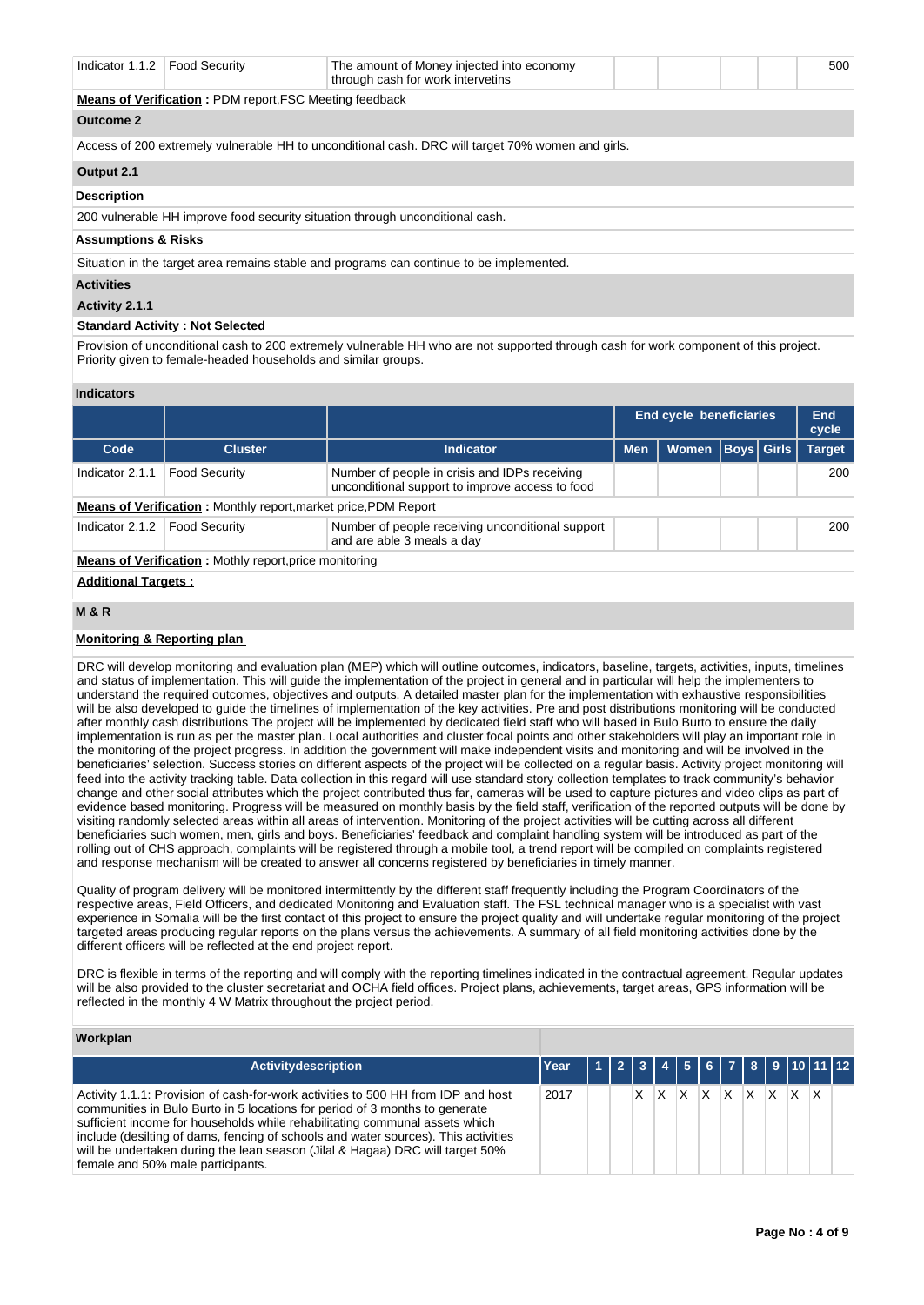| Indicator 1.1.2 | Food Security | The amount of Money injected into economy through cash for work intervetins | | | | | 500 |
|---|---|---|---|---|---|---|---|

**Means of Verification :** PDM report,FSC Meeting feedback

**Outcome 2**

Access of 200 extremely vulnerable HH to unconditional cash. DRC will target 70% women and girls.

**Output 2.1**

**Description**

200 vulnerable HH improve food security situation through unconditional cash.

**Assumptions & Risks**

Situation in the target area remains stable and programs can continue to be implemented.

**Activities**

**Activity 2.1.1**

**Standard Activity : Not Selected**

Provision of unconditional cash to 200 extremely vulnerable HH who are not supported through cash for work component of this project. Priority given to female-headed households and similar groups.

**Indicators**

| | | | End cycle beneficiaries | | | | End cycle |
|---|---|---|---|---|---|---|---|
| **Code** | **Cluster** | **Indicator** | **Men** | **Women** | **Boys** | **Girls** | **Target** |
| Indicator 2.1.1 | Food Security | Number of people in crisis and IDPs receiving unconditional support to improve access to food | | | | | 200 |
| **Means of Verification :** Monthly report,market price,PDM Report | | | | | | | |
| Indicator 2.1.2 | Food Security | Number of people receiving unconditional support and are able 3 meals a day | | | | | 200 |
| **Means of Verification :** Mothly report,price monitoring | | | | | | | |

**Additional Targets :**

## M & R

**Monitoring & Reporting plan**

DRC will develop monitoring and evaluation plan (MEP) which will outline outcomes, indicators, baseline, targets, activities, inputs, timelines and status of implementation. This will guide the implementation of the project in general and in particular will help the implementers to understand the required outcomes, objectives and outputs. A detailed master plan for the implementation with exhaustive responsibilities will be also developed to guide the timelines of implementation of the key activities. Pre and post distributions monitoring will be conducted after monthly cash distributions The project will be implemented by dedicated field staff who will based in Bulo Burto to ensure the daily implementation is run as per the master plan. Local authorities and cluster focal points and other stakeholders will play an important role in the monitoring of the project progress. In addition the government will make independent visits and monitoring and will be involved in the beneficiaries' selection. Success stories on different aspects of the project will be collected on a regular basis. Activity project monitoring will feed into the activity tracking table. Data collection in this regard will use standard story collection templates to track community's behavior change and other social attributes which the project contributed thus far, cameras will be used to capture pictures and video clips as part of evidence based monitoring. Progress will be measured on monthly basis by the field staff, verification of the reported outputs will be done by visiting randomly selected areas within all areas of intervention. Monitoring of the project activities will be cutting across all different beneficiaries such women, men, girls and boys. Beneficiaries' feedback and complaint handling system will be introduced as part of the rolling out of CHS approach, complaints will be registered through a mobile tool, a trend report will be compiled on complaints registered and response mechanism will be created to answer all concerns registered by beneficiaries in timely manner.

Quality of program delivery will be monitored intermittently by the different staff frequently including the Program Coordinators of the respective areas, Field Officers, and dedicated Monitoring and Evaluation staff. The FSL technical manager who is a specialist with vast experience in Somalia will be the first contact of this project to ensure the project quality and will undertake regular monitoring of the project targeted areas producing regular reports on the plans versus the achievements. A summary of all field monitoring activities done by the different officers will be reflected at the end project report.

DRC is flexible in terms of the reporting and will comply with the reporting timelines indicated in the contractual agreement. Regular updates will be also provided to the cluster secretariat and OCHA field offices. Project plans, achievements, target areas, GPS information will be reflected in the monthly 4 W Matrix throughout the project period.

**Workplan**

| Activitydescription | Year | 1 | 2 | 3 | 4 | 5 | 6 | 7 | 8 | 9 | 10 | 11 | 12 |
|---|---|---|---|---|---|---|---|---|---|---|---|---|---|
| Activity 1.1.1: Provision of cash-for-work activities to 500 HH from IDP and host communities in Bulo Burto in 5 locations for period of 3 months to generate sufficient income for households while rehabilitating communal assets which include (desilting of dams, fencing of schools and water sources). This activities will be undertaken during the lean season (Jilal & Hagaa) DRC will target 50% female and 50% male participants. | 2017 | | | X | X | X | X | X | X | X | X | X | |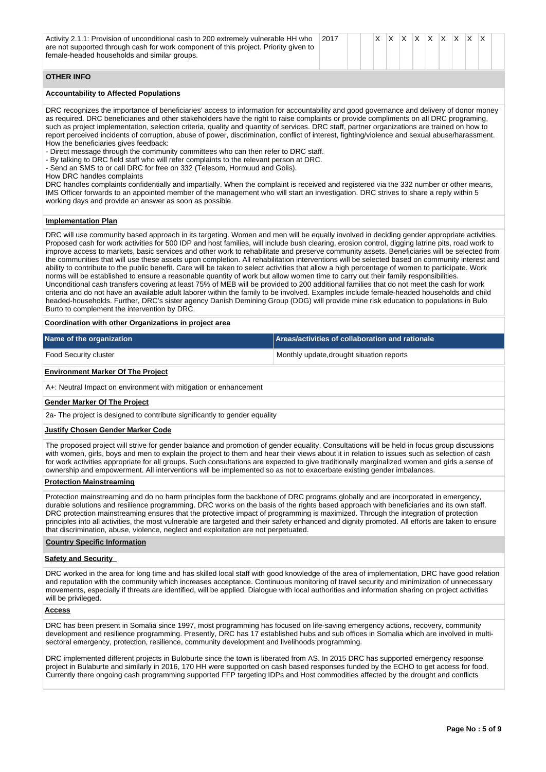| Activity | Year | | | | | | | | | | | | |
|---|---|---|---|---|---|---|---|---|---|---|---|---|---|
| Activity 2.1.1: Provision of unconditional cash to 200 extremely vulnerable HH who are not supported through cash for work component of this project. Priority given to female-headed households and similar groups. | 2017 | | | X | X | X | X | X | X | X | X | X | |

## OTHER INFO

### Accountability to Affected Populations

DRC recognizes the importance of beneficiaries' access to information for accountability and good governance and delivery of donor money as required. DRC beneficiaries and other stakeholders have the right to raise complaints or provide compliments on all DRC programing, such as project implementation, selection criteria, quality and quantity of services. DRC staff, partner organizations are trained on how to report perceived incidents of corruption, abuse of power, discrimination, conflict of interest, fighting/violence and sexual abuse/harassment.
How the beneficiaries gives feedback:
- Direct message through the community committees who can then refer to DRC staff.
- By talking to DRC field staff who will refer complaints to the relevant person at DRC.
- Send an SMS to or call DRC for free on 332 (Telesom, Hormuud and Golis).

How DRC handles complaints
DRC handles complaints confidentially and impartially. When the complaint is received and registered via the 332 number or other means, IMS Officer forwards to an appointed member of the management who will start an investigation. DRC strives to share a reply within 5 working days and provide an answer as soon as possible.

### Implementation Plan

DRC will use community based approach in its targeting. Women and men will be equally involved in deciding gender appropriate activities. Proposed cash for work activities for 500 IDP and host families, will include bush clearing, erosion control, digging latrine pits, road work to improve access to markets, basic services and other work to rehabilitate and preserve community assets. Beneficiaries will be selected from the communities that will use these assets upon completion. All rehabilitation interventions will be selected based on community interest and ability to contribute to the public benefit. Care will be taken to select activities that allow a high percentage of women to participate. Work norms will be established to ensure a reasonable quantity of work but allow women time to carry out their family responsibilities.
Unconditional cash transfers covering at least 75% of MEB will be provided to 200 additional families that do not meet the cash for work criteria and do not have an available adult laborer within the family to be involved. Examples include female-headed households and child headed-households. Further, DRC's sister agency Danish Demining Group (DDG) will provide mine risk education to populations in Bulo Burto to complement the intervention by DRC.

### Coordination with other Organizations in project area

| Name of the organization | Areas/activities of collaboration and rationale |
|---|---|
| Food Security cluster | Monthly update,drought situation reports |

### Environment Marker Of The Project

A+: Neutral Impact on environment with mitigation or enhancement

### Gender Marker Of The Project

2a- The project is designed to contribute significantly to gender equality

### Justify Chosen Gender Marker Code

The proposed project will strive for gender balance and promotion of gender equality. Consultations will be held in focus group discussions with women, girls, boys and men to explain the project to them and hear their views about it in relation to issues such as selection of cash for work activities appropriate for all groups. Such consultations are expected to give traditionally marginalized women and girls a sense of ownership and empowerment. All interventions will be implemented so as not to exacerbate existing gender imbalances.

### Protection Mainstreaming

Protection mainstreaming and do no harm principles form the backbone of DRC programs globally and are incorporated in emergency, durable solutions and resilience programming. DRC works on the basis of the rights based approach with beneficiaries and its own staff. DRC protection mainstreaming ensures that the protective impact of programming is maximized. Through the integration of protection principles into all activities, the most vulnerable are targeted and their safety enhanced and dignity promoted. All efforts are taken to ensure that discrimination, abuse, violence, neglect and exploitation are not perpetuated.

## Country Specific Information

### Safety and Security

DRC worked in the area for long time and has skilled local staff with good knowledge of the area of implementation, DRC have good relation and reputation with the community which increases acceptance. Continuous monitoring of travel security and minimization of unnecessary movements, especially if threats are identified, will be applied. Dialogue with local authorities and information sharing on project activities will be privileged.

### Access

DRC has been present in Somalia since 1997, most programming has focused on life-saving emergency actions, recovery, community development and resilience programming. Presently, DRC has 17 established hubs and sub offices in Somalia which are involved in multi-sectoral emergency, protection, resilience, community development and livelihoods programming.

DRC implemented different projects in Buloburte since the town is liberated from AS. In 2015 DRC has supported emergency response project in Bulaburte and similarly in 2016, 170 HH were supported on cash based responses funded by the ECHO to get access for food. Currently there ongoing cash programming supported FFP targeting IDPs and Host commodities affected by the drought and conflicts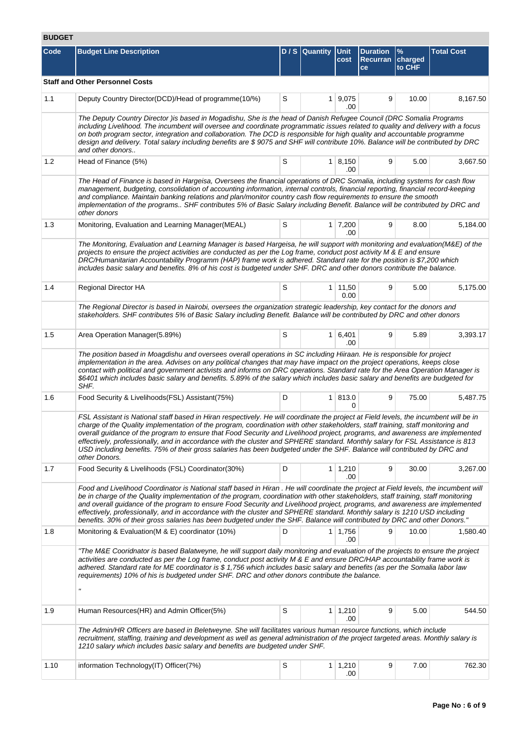## BUDGET

| Code | Budget Line Description | D / S | Quantity | Unit cost | Duration Recurrance | % charged to CHF | Total Cost |
|---|---|---|---|---|---|---|---|
| **Staff and Other Personnel Costs** | | | | | | | |
| 1.1 | Deputy Country Director(DCD)/Head of programme(10/%) | S | 1 | 9,075.00 | 9 | 10.00 | 8,167.50 |
| | *The Deputy Country Director )is based in Mogadishu, She is the head of Danish Refugee Council (DRC Somalia Programs including Livelihood. The incumbent will oversee and coordinate programmatic issues related to quality and delivery with a focus on both program sector, integration and collaboration. The DCD is responsible for high quality and accountable programme design and delivery. Total salary including benefits are $ 9075 and SHF will contribute 10%. Balance will be contributed by DRC and other donors..* | | | | | | |
| 1.2 | Head of Finance (5%) | S | 1 | 8,150.00 | 9 | 5.00 | 3,667.50 |
| | *The Head of Finance is based in Hargeisa, Oversees the financial operations of DRC Somalia, including systems for cash flow management, budgeting, consolidation of accounting information, internal controls, financial reporting, financial record-keeping and compliance. Maintain banking relations and plan/monitor country cash flow requirements to ensure the smooth implementation of the programs.. SHF contributes 5% of Basic Salary including Benefit. Balance will be contributed by DRC and other donors* | | | | | | |
| 1.3 | Monitoring, Evaluation and Learning Manager(MEAL) | S | 1 | 7,200.00 | 9 | 8.00 | 5,184.00 |
| | *The Monitoring, Evaluation and Learning Manager is based Hargeisa, he will support with monitoring and evaluation(M&E) of the projects to ensure the project activities are conducted as per the Log frame, conduct post activity M & E and ensure DRC/Humanitarian Accountability Programm (HAP) frame work is adhered. Standard rate for the position is $7,200 which includes basic salary and benefits. 8% of his cost is budgeted under SHF. DRC and other donors contribute the balance.* | | | | | | |
| 1.4 | Regional Director HA | S | 1 | 11,500.00 | 9 | 5.00 | 5,175.00 |
| | *The Regional Director is based in Nairobi, oversees the organization strategic leadership, key contact for the donors and stakeholders. SHF contributes 5% of Basic Salary including Benefit. Balance will be contributed by DRC and other donors* | | | | | | |
| 1.5 | Area Operation Manager(5.89%) | S | 1 | 6,401.00 | 9 | 5.89 | 3,393.17 |
| | *The position based in Moagdishu and oversees overall operations in SC including Hiiraan. He is responsible for project implementation in the area. Advises on any political changes that may have impact on the project operations, keeps close contact with political and government activists and informs on DRC operations. Standard rate for the Area Operation Manager is $6401 which includes basic salary and benefits. 5.89% of the salary which includes basic salary and benefits are budgeted for SHF.* | | | | | | |
| 1.6 | Food Security & Livelihoods(FSL) Assistant(75%) | D | 1 | 813.00 | 9 | 75.00 | 5,487.75 |
| | *FSL Assistant is National staff based in Hiran respectively. He will coordinate the project at Field levels, the incumbent will be in charge of the Quality implementation of the program, coordination with other stakeholders, staff training, staff monitoring and overall guidance of the program to ensure that Food Security and Livelihood project, programs, and awareness are implemented effectively, professionally, and in accordance with the cluster and SPHERE standard. Monthly salary for FSL Assistance is 813 USD including benefits. 75% of their gross salaries has been budgeted under the SHF. Balance will contributed by DRC and other Donors.* | | | | | | |
| 1.7 | Food Security & Livelihoods (FSL) Coordinator(30%) | D | 1 | 1,210.00 | 9 | 30.00 | 3,267.00 |
| | *Food and Livelihood Coordinator is National staff based in Hiran . He will coordinate the project at Field levels, the incumbent will be in charge of the Quality implementation of the program, coordination with other stakeholders, staff training, staff monitoring and overall guidance of the program to ensure Food Security and Livelihood project, programs, and awareness are implemented effectively, professionally, and in accordance with the cluster and SPHERE standard. Monthly salary is 1210 USD including benefits. 30% of their gross salaries has been budgeted under the SHF. Balance will contributed by DRC and other Donors."* | | | | | | |
| 1.8 | Monitoring & Evaluation(M & E) coordinator (10%) | D | 1 | 1,756.00 | 9 | 10.00 | 1,580.40 |
| | *"The M&E Cooridnator is based Balatweyne, he will support daily monitoring and evaluation of the projects to ensure the project activities are conducted as per the Log frame, conduct post activity M & E and ensure DRC/HAP accountability frame work is adhered. Standard rate for ME coordinator is $ 1,756 which includes basic salary and benefits (as per the Somalia labor law requirements) 10% of his is budgeted under SHF. DRC and other donors contribute the balance. "* | | | | | | |
| 1.9 | Human Resources(HR) and Admin Officer(5%) | S | 1 | 1,210.00 | 9 | 5.00 | 544.50 |
| | *The Admin/HR Officers are based in Beletweyne. She will facilitates various human resource functions, which include recruitment, staffing, training and development as well as general administration of the project targeted areas. Monthly salary is 1210 salary which includes basic salary and benefits are budgeted under SHF.* | | | | | | |
| 1.10 | information Technology(IT) Officer(7%) | S | 1 | 1,210.00 | 9 | 7.00 | 762.30 |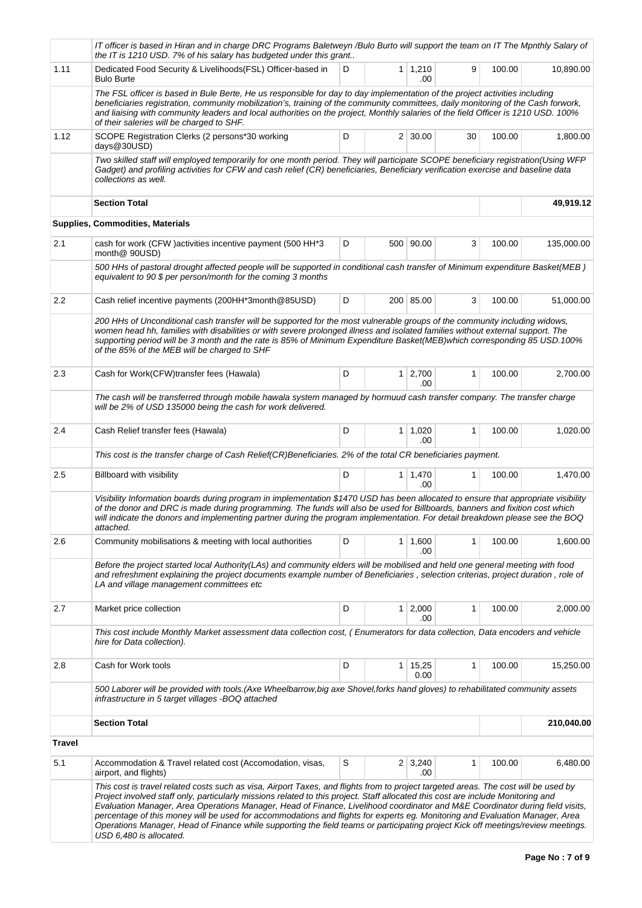| | | | | | | | |
|---|---|---|---|---|---|---|---|
| | *IT officer is based in Hiran and in charge DRC Programs Baletweyn /Bulo Burto will support the team on IT The Mpnthly Salary of the IT is 1210 USD. 7% of his salary has budgeted under this grant..* | | | | | | |
| 1.11 | Dedicated Food Security & Livelihoods(FSL) Officer-based in Bulo Burte | D | 1 | 1,210.00 | 9 | 100.00 | 10,890.00 |
| | *The FSL officer is based in Bule Berte, He us responsible for day to day implementation of the project activities including beneficiaries registration, community mobilization's, training of the community committees, daily monitoring of the Cash forwork, and liaising with community leaders and local authorities on the project, Monthly salaries of the field Officer is 1210 USD. 100% of their saleries will be charged to SHF.* | | | | | | |
| 1.12 | SCOPE Registration Clerks (2 persons*30 working days@30USD) | D | 2 | 30.00 | 30 | 100.00 | 1,800.00 |
| | *Two skilled staff will employed temporarily for one month period. They will participate SCOPE beneficiary registration(Using WFP Gadget) and profiling activities for CFW and cash relief (CR) beneficiaries, Beneficiary verification exercise and baseline data collections as well.* | | | | | | |
| | **Section Total** | | | | | | **49,919.12** |
| | **Supplies, Commodities, Materials** | | | | | | |
| 2.1 | cash for work (CFW )activities incentive payment (500 HH*3 month@ 90USD) | D | 500 | 90.00 | 3 | 100.00 | 135,000.00 |
| | *500 HHs of pastoral drought affected people will be supported in conditional cash transfer of Minimum expenditure Basket(MEB ) equivalent to 90 $ per person/month for the coming 3 months* | | | | | | |
| 2.2 | Cash relief incentive payments (200HH*3month@85USD) | D | 200 | 85.00 | 3 | 100.00 | 51,000.00 |
| | *200 HHs of Unconditional cash transfer will be supported for the most vulnerable groups of the community including widows, women head hh, families with disabilities or with severe prolonged illness and isolated families without external support. The supporting period will be 3 month and the rate is 85% of Minimum Expenditure Basket(MEB)which corresponding 85 USD.100% of the 85% of the MEB will be charged to SHF* | | | | | | |
| 2.3 | Cash for Work(CFW)transfer fees (Hawala) | D | 1 | 2,700.00 | 1 | 100.00 | 2,700.00 |
| | *The cash will be transferred through mobile hawala system managed by hormuud cash transfer company. The transfer charge will be 2% of USD 135000 being the cash for work delivered.* | | | | | | |
| 2.4 | Cash Relief transfer fees (Hawala) | D | 1 | 1,020.00 | 1 | 100.00 | 1,020.00 |
| | *This cost is the transfer charge of Cash Relief(CR)Beneficiaries. 2% of the total CR beneficiaries payment.* | | | | | | |
| 2.5 | Billboard with visibility | D | 1 | 1,470.00 | 1 | 100.00 | 1,470.00 |
| | *Visibility Information boards during program in implementation $1470 USD has been allocated to ensure that appropriate visibility of the donor and DRC is made during programming. The funds will also be used for Billboards, banners and fixition cost which will indicate the donors and implementing partner during the program implementation. For detail breakdown please see the BOQ attached.* | | | | | | |
| 2.6 | Community mobilisations & meeting with local authorities | D | 1 | 1,600.00 | 1 | 100.00 | 1,600.00 |
| | *Before the project started local Authority(LAs) and community elders will be mobilised and held one general meeting with food and refreshment explaining the project documents example number of Beneficiaries , selection criterias, project duration , role of LA and village management committees etc* | | | | | | |
| 2.7 | Market price collection | D | 1 | 2,000.00 | 1 | 100.00 | 2,000.00 |
| | *This cost include Monthly Market assessment data collection cost, ( Enumerators for data collection, Data encoders and vehicle hire for Data collection).* | | | | | | |
| 2.8 | Cash for Work tools | D | 1 | 15,250.00 | 1 | 100.00 | 15,250.00 |
| | *500 Laborer will be provided with tools.(Axe Wheelbarrow,big axe Shovel,forks hand gloves) to rehabilitated community assets infrastructure in 5 target villages -BOQ attached* | | | | | | |
| | **Section Total** | | | | | | **210,040.00** |
| **Travel** | | | | | | | |
| 5.1 | Accommodation & Travel related cost (Accomodation, visas, airport, and flights) | S | 2 | 3,240.00 | 1 | 100.00 | 6,480.00 |
| | *This cost is travel related costs such as visa, Airport Taxes, and flights from to project targeted areas. The cost will be used by Project involved staff only, particularly missions related to this project. Staff allocated this cost are include Monitoring and Evaluation Manager, Area Operations Manager, Head of Finance, Livelihood coordinator and M&E Coordinator during field visits, percentage of this money will be used for accommodations and flights for experts eg. Monitoring and Evaluation Manager, Area Operations Manager, Head of Finance while supporting the field teams or participating project Kick off meetings/review meetings. USD 6,480 is allocated.* | | | | | | |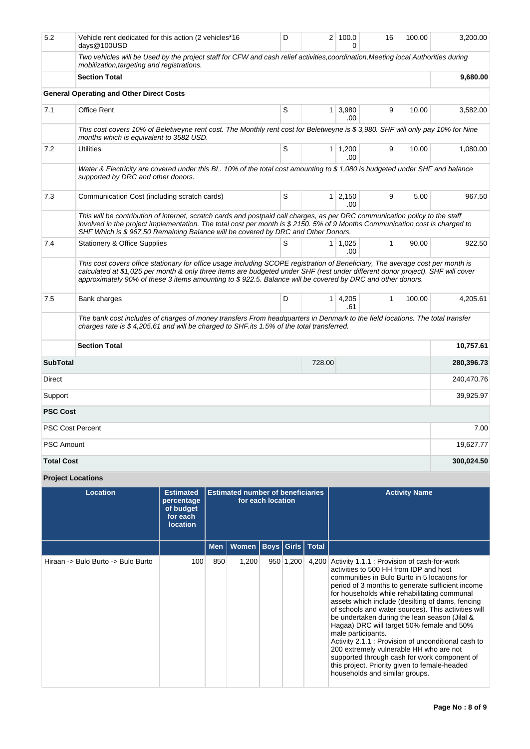| | | | | | | | |
|---|---|---|---|---|---|---|---|
| 5.2 | Vehicle rent dedicated for this action (2 vehicles*16 days@100USD | D | 2 | 100.00 | 16 | 100.00 | 3,200.00 |
| | *Two vehicles will be Used by the project staff for CFW and cash relief activities,coordination,Meeting local Authorities during mobilization,targeting and registrations.* | | | | | | |
| | **Section Total** | | | | | | **9,680.00** |
| **General Operating and Other Direct Costs** | | | | | | | |
| 7.1 | Office Rent | S | 1 | 3,980.00 | 9 | 10.00 | 3,582.00 |
| | *This cost covers 10% of Beletweyne rent cost. The Monthly rent cost for Beletweyne is $ 3,980. SHF will only pay 10% for Nine months which is equivalent to 3582 USD.* | | | | | | |
| 7.2 | Utilities | S | 1 | 1,200.00 | 9 | 10.00 | 1,080.00 |
| | *Water & Electricity are covered under this BL. 10% of the total cost amounting to $ 1,080 is budgeted under SHF and balance supported by DRC and other donors.* | | | | | | |
| 7.3 | Communication Cost (including scratch cards) | S | 1 | 2,150.00 | 9 | 5.00 | 967.50 |
| | *This will be contribution of internet, scratch cards and postpaid call charges, as per DRC communication policy to the staff involved in the project implementation. The total cost per month is $ 2150. 5% of 9 Months Communication cost is charged to SHF Which is $ 967.50 Remaining Balance will be covered by DRC and Other Donors.* | | | | | | |
| 7.4 | Stationery & Office Supplies | S | 1 | 1,025.00 | 1 | 90.00 | 922.50 |
| | *This cost covers office stationary for office usage including SCOPE registration of Beneficiary, The average cost per month is calculated at $1,025 per month & only three items are budgeted under SHF (rest under different donor project). SHF will cover approximately 90% of these 3 items amounting to $ 922.5. Balance will be covered by DRC and other donors.* | | | | | | |
| 7.5 | Bank charges | D | 1 | 4,205.61 | 1 | 100.00 | 4,205.61 |
| | *The bank cost includes of charges of money transfers From headquarters in Denmark to the field locations. The total transfer charges rate is $ 4,205.61 and will be charged to SHF.its 1.5% of the total transferred.* | | | | | | |
| | **Section Total** | | | | | | **10,757.61** |
| **SubTotal** | | | 728.00 | | | | **280,396.73** |
| Direct | | | | | | | 240,470.76 |
| Support | | | | | | | 39,925.97 |
| **PSC Cost** | | | | | | | |
| PSC Cost Percent | | | | | | | 7.00 |
| PSC Amount | | | | | | | 19,627.77 |
| **Total Cost** | | | | | | | **300,024.50** |

**Project Locations**

| Location | Estimated percentage of budget for each location | Estimated number of beneficiaries for each location | | | | | Activity Name |
|---|---|---|---|---|---|---|---|
| | | Men | Women | Boys | Girls | Total | |
| Hiraan -> Bulo Burto -> Bulo Burto | 100 | 850 | 1,200 | 950 | 1,200 | 4,200 | Activity 1.1.1 : Provision of cash-for-work activities to 500 HH from IDP and host communities in Bulo Burto in 5 locations for period of 3 months to generate sufficient income for households while rehabilitating communal assets which include (desilting of dams, fencing of schools and water sources). This activities will be undertaken during the lean season (Jilal & Hagaa) DRC will target 50% female and 50% male participants.<br>Activity 2.1.1 : Provision of unconditional cash to 200 extremely vulnerable HH who are not supported through cash for work component of this project. Priority given to female-headed households and similar groups. |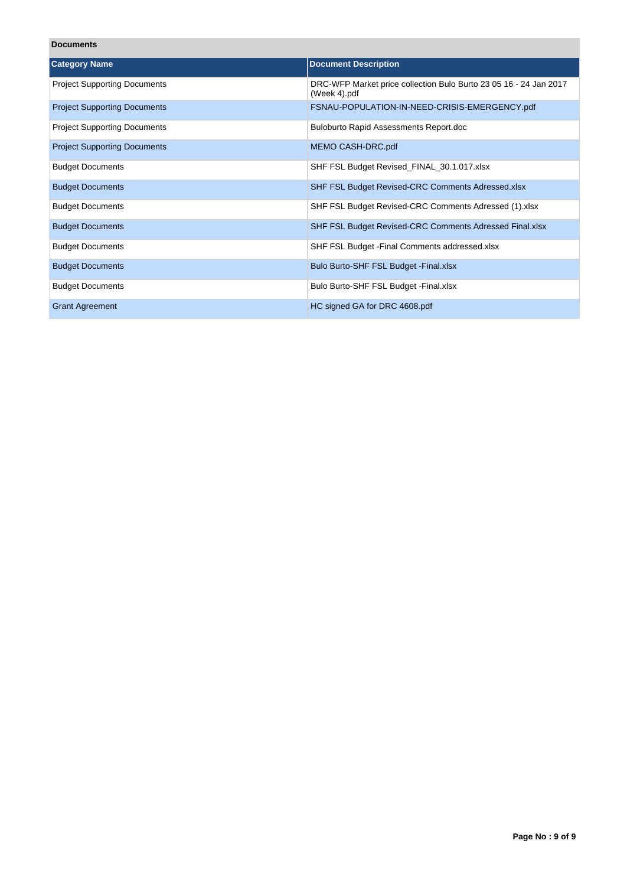**Documents**

| Category Name | Document Description |
| --- | --- |
| Project Supporting Documents | DRC-WFP Market price collection Bulo Burto 23 05 16 - 24 Jan 2017 (Week 4).pdf |
| Project Supporting Documents | FSNAU-POPULATION-IN-NEED-CRISIS-EMERGENCY.pdf |
| Project Supporting Documents | Buloburto Rapid Assessments Report.doc |
| Project Supporting Documents | MEMO CASH-DRC.pdf |
| Budget Documents | SHF FSL Budget Revised_FINAL_30.1.017.xlsx |
| Budget Documents | SHF FSL Budget Revised-CRC Comments Adressed.xlsx |
| Budget Documents | SHF FSL Budget Revised-CRC Comments Adressed (1).xlsx |
| Budget Documents | SHF FSL Budget Revised-CRC Comments Adressed Final.xlsx |
| Budget Documents | SHF FSL Budget -Final Comments addressed.xlsx |
| Budget Documents | Bulo Burto-SHF FSL Budget -Final.xlsx |
| Budget Documents | Bulo Burto-SHF FSL Budget -Final.xlsx |
| Grant Agreement | HC signed GA for DRC 4608.pdf |